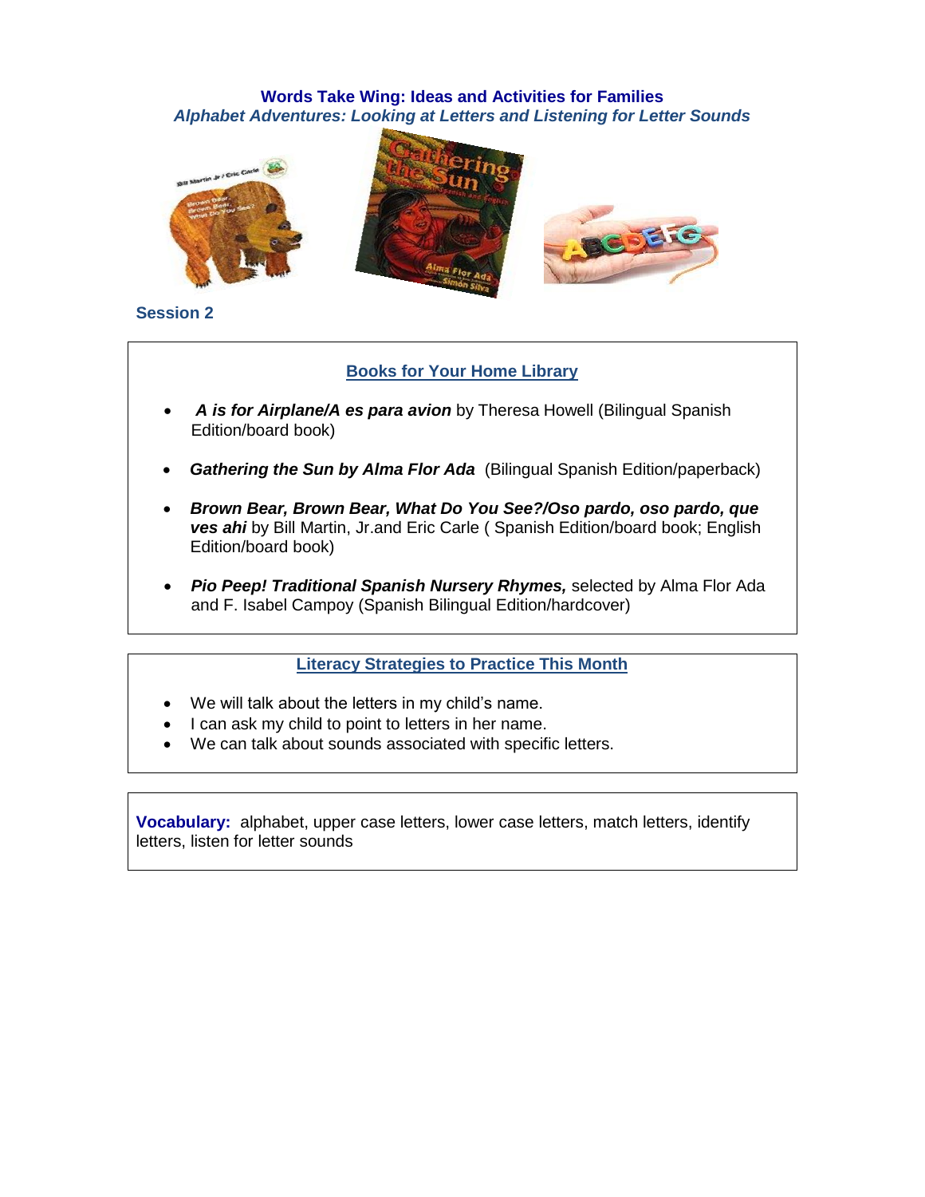**Words Take Wing: Ideas and Activities for Families**

***Alphabet Adventures: Looking at Letters and Listening for Letter Sounds***

**Session 2**

## Books for Your Home Library

- ***A is for Airplane/A es para avion*** by Theresa Howell (Bilingual Spanish Edition/board book)
- ***Gathering the Sun by Alma Flor Ada*** (Bilingual Spanish Edition/paperback)
- ***Brown Bear, Brown Bear, What Do You See?/Oso pardo, oso pardo, que ves ahi*** by Bill Martin, Jr.and Eric Carle ( Spanish Edition/board book; English Edition/board book)
- ***Pio Peep! Traditional Spanish Nursery Rhymes,*** selected by Alma Flor Ada and F. Isabel Campoy (Spanish Bilingual Edition/hardcover)

## Literacy Strategies to Practice This Month

- We will talk about the letters in my child's name.
- I can ask my child to point to letters in her name.
- We can talk about sounds associated with specific letters.

**Vocabulary:** alphabet, upper case letters, lower case letters, match letters, identify letters, listen for letter sounds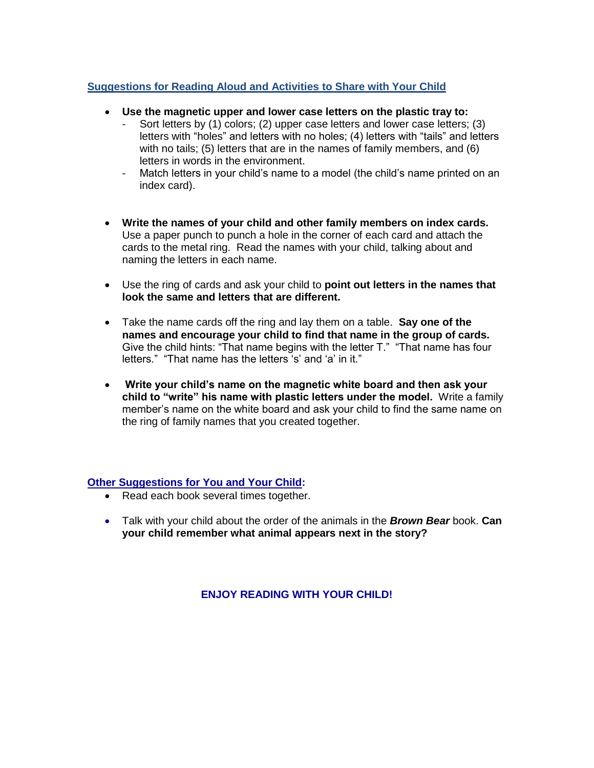## Suggestions for Reading Aloud and Activities to Share with Your Child

- **Use the magnetic upper and lower case letters on the plastic tray to:**
  - Sort letters by (1) colors; (2) upper case letters and lower case letters; (3) letters with "holes" and letters with no holes; (4) letters with "tails" and letters with no tails; (5) letters that are in the names of family members, and (6) letters in words in the environment.
  - Match letters in your child's name to a model (the child's name printed on an index card).

- **Write the names of your child and other family members on index cards.** Use a paper punch to punch a hole in the corner of each card and attach the cards to the metal ring. Read the names with your child, talking about and naming the letters in each name.

- Use the ring of cards and ask your child to **point out letters in the names that look the same and letters that are different.**

- Take the name cards off the ring and lay them on a table. **Say one of the names and encourage your child to find that name in the group of cards.** Give the child hints: "That name begins with the letter T." "That name has four letters." "That name has the letters 's' and 'a' in it."

- **Write your child's name on the magnetic white board and then ask your child to "write" his name with plastic letters under the model.** Write a family member's name on the white board and ask your child to find the same name on the ring of family names that you created together.

## Other Suggestions for You and Your Child:

- Read each book several times together.

- Talk with your child about the order of the animals in the ***Brown Bear*** book. **Can your child remember what animal appears next in the story?**

**ENJOY READING WITH YOUR CHILD!**